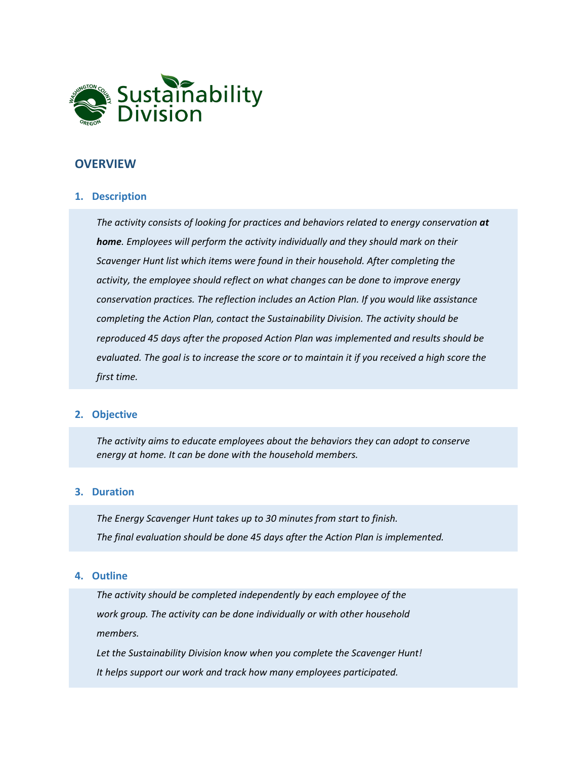Sustainability Division

## OVERVIEW

### 1. Description

*The activity consists of looking for practices and behaviors related to energy conservation* ***at home****. Employees will perform the activity individually and they should mark on their Scavenger Hunt list which items were found in their household. After completing the activity, the employee should reflect on what changes can be done to improve energy conservation practices. The reflection includes an Action Plan. If you would like assistance completing the Action Plan, contact the Sustainability Division. The activity should be reproduced 45 days after the proposed Action Plan was implemented and results should be evaluated. The goal is to increase the score or to maintain it if you received a high score the first time.*

### 2. Objective

*The activity aims to educate employees about the behaviors they can adopt to conserve energy at home. It can be done with the household members.*

### 3. Duration

*The Energy Scavenger Hunt takes up to 30 minutes from start to finish.*

*The final evaluation should be done 45 days after the Action Plan is implemented.*

### 4. Outline

*The activity should be completed independently by each employee of the work group. The activity can be done individually or with other household members.*

*Let the Sustainability Division know when you complete the Scavenger Hunt! It helps support our work and track how many employees participated.*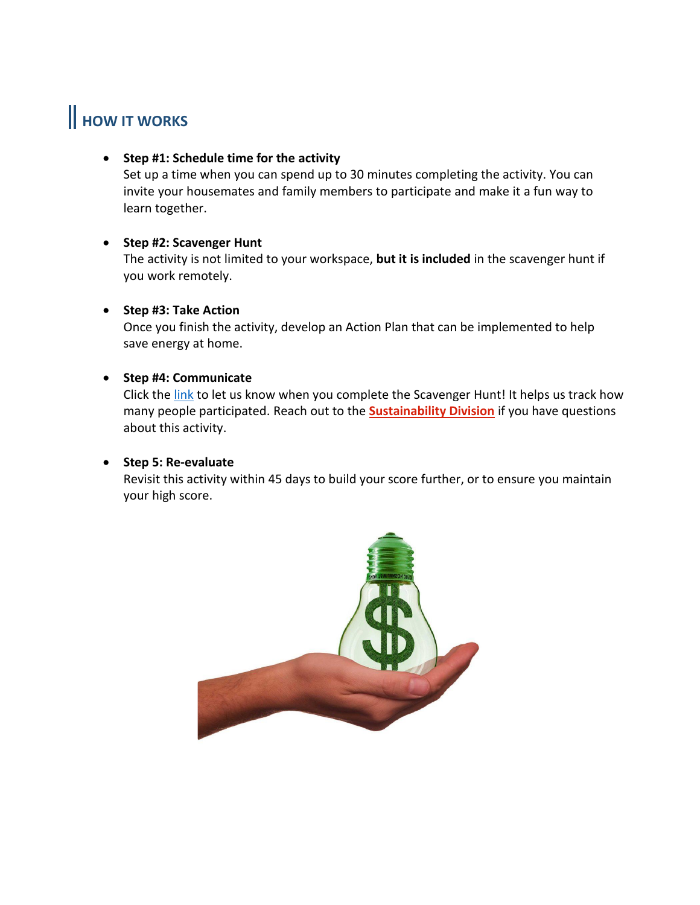## HOW IT WORKS

- **Step #1: Schedule time for the activity**
  Set up a time when you can spend up to 30 minutes completing the activity. You can invite your housemates and family members to participate and make it a fun way to learn together.

- **Step #2: Scavenger Hunt**
  The activity is not limited to your workspace, **but it is included** in the scavenger hunt if you work remotely.

- **Step #3: Take Action**
  Once you finish the activity, develop an Action Plan that can be implemented to help save energy at home.

- **Step #4: Communicate**
  Click the link to let us know when you complete the Scavenger Hunt! It helps us track how many people participated. Reach out to the **Sustainability Division** if you have questions about this activity.

- **Step 5: Re-evaluate**
  Revisit this activity within 45 days to build your score further, or to ensure you maintain your high score.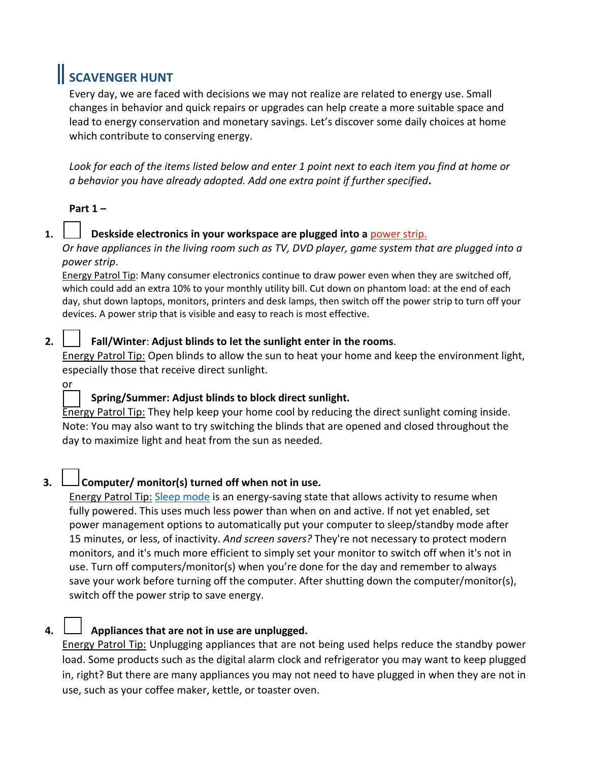## SCAVENGER HUNT

Every day, we are faced with decisions we may not realize are related to energy use. Small changes in behavior and quick repairs or upgrades can help create a more suitable space and lead to energy conservation and monetary savings. Let's discover some daily choices at home which contribute to conserving energy.

*Look for each of the items listed below and enter 1 point next to each item you find at home or a behavior you have already adopted. Add one extra point if further specified*.

**Part 1 –**

1. ☐ **Deskside electronics in your workspace are plugged into a** power strip.
   *Or have appliances in the living room such as TV, DVD player, game system that are plugged into a power strip*.
   Energy Patrol Tip: Many consumer electronics continue to draw power even when they are switched off, which could add an extra 10% to your monthly utility bill. Cut down on phantom load: at the end of each day, shut down laptops, monitors, printers and desk lamps, then switch off the power strip to turn off your devices. A power strip that is visible and easy to reach is most effective.

2. ☐ **Fall/Winter**: **Adjust blinds to let the sunlight enter in the rooms**.
   Energy Patrol Tip: Open blinds to allow the sun to heat your home and keep the environment light, especially those that receive direct sunlight.
   or
   ☐ **Spring/Summer: Adjust blinds to block direct sunlight.**
   Energy Patrol Tip: They help keep your home cool by reducing the direct sunlight coming inside. Note: You may also want to try switching the blinds that are opened and closed throughout the day to maximize light and heat from the sun as needed.

3. ☐ **Computer/ monitor(s) turned off when not in use.**
   Energy Patrol Tip: Sleep mode is an energy-saving state that allows activity to resume when fully powered. This uses much less power than when on and active. If not yet enabled, set power management options to automatically put your computer to sleep/standby mode after 15 minutes, or less, of inactivity. *And screen savers?* They're not necessary to protect modern monitors, and it's much more efficient to simply set your monitor to switch off when it's not in use. Turn off computers/monitor(s) when you're done for the day and remember to always save your work before turning off the computer. After shutting down the computer/monitor(s), switch off the power strip to save energy.

4. ☐ **Appliances that are not in use are unplugged.**
   Energy Patrol Tip: Unplugging appliances that are not being used helps reduce the standby power load. Some products such as the digital alarm clock and refrigerator you may want to keep plugged in, right? But there are many appliances you may not need to have plugged in when they are not in use, such as your coffee maker, kettle, or toaster oven.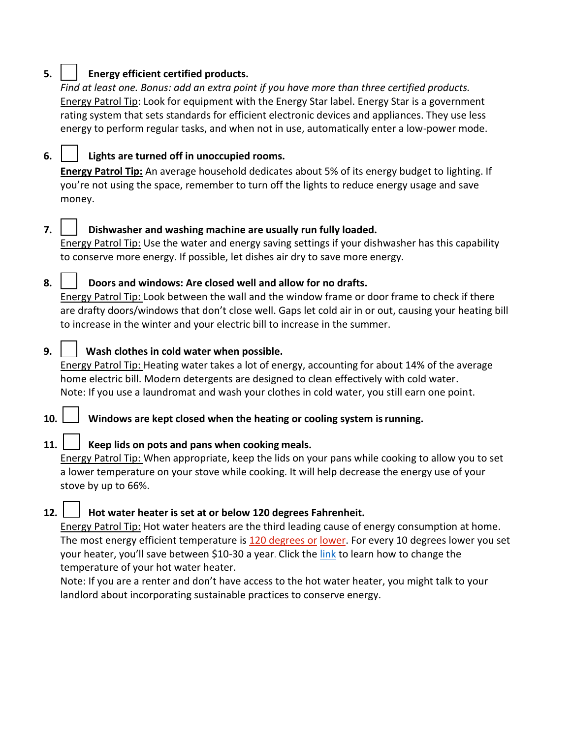5. ☐ **Energy efficient certified products.**
   *Find at least one. Bonus: add an extra point if you have more than three certified products.*
   Energy Patrol Tip: Look for equipment with the Energy Star label. Energy Star is a government rating system that sets standards for efficient electronic devices and appliances. They use less energy to perform regular tasks, and when not in use, automatically enter a low-power mode.

6. ☐ **Lights are turned off in unoccupied rooms.**
   **Energy Patrol Tip:** An average household dedicates about 5% of its energy budget to lighting. If you're not using the space, remember to turn off the lights to reduce energy usage and save money.

7. ☐ **Dishwasher and washing machine are usually run fully loaded.**
   Energy Patrol Tip: Use the water and energy saving settings if your dishwasher has this capability to conserve more energy. If possible, let dishes air dry to save more energy.

8. ☐ **Doors and windows: Are closed well and allow for no drafts.**
   Energy Patrol Tip: Look between the wall and the window frame or door frame to check if there are drafty doors/windows that don't close well. Gaps let cold air in or out, causing your heating bill to increase in the winter and your electric bill to increase in the summer.

9. ☐ **Wash clothes in cold water when possible.**
   Energy Patrol Tip: Heating water takes a lot of energy, accounting for about 14% of the average home electric bill. Modern detergents are designed to clean effectively with cold water.
   Note: If you use a laundromat and wash your clothes in cold water, you still earn one point.

10. ☐ **Windows are kept closed when the heating or cooling system is running.**

11. ☐ **Keep lids on pots and pans when cooking meals.**
    Energy Patrol Tip: When appropriate, keep the lids on your pans while cooking to allow you to set a lower temperature on your stove while cooking. It will help decrease the energy use of your stove by up to 66%.

12. ☐ **Hot water heater is set at or below 120 degrees Fahrenheit.**
    Energy Patrol Tip: Hot water heaters are the third leading cause of energy consumption at home. The most energy efficient temperature is 120 degrees or lower. For every 10 degrees lower you set your heater, you'll save between $10-30 a year. Click the link to learn how to change the temperature of your hot water heater.
    Note: If you are a renter and don't have access to the hot water heater, you might talk to your landlord about incorporating sustainable practices to conserve energy.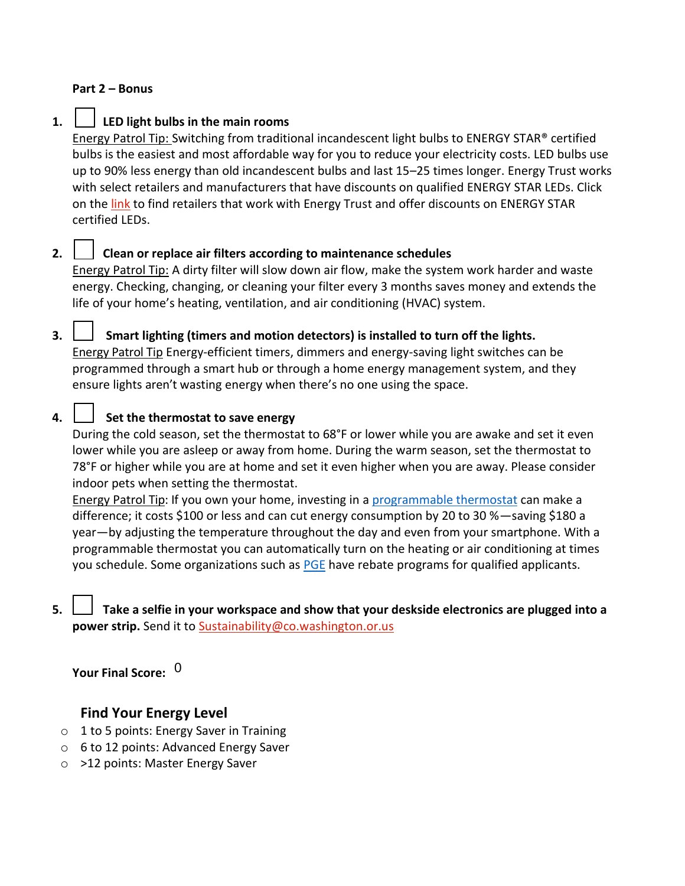**Part 2 – Bonus**

1. ☐ **LED light bulbs in the main rooms**
   Energy Patrol Tip: Switching from traditional incandescent light bulbs to ENERGY STAR® certified bulbs is the easiest and most affordable way for you to reduce your electricity costs. LED bulbs use up to 90% less energy than old incandescent bulbs and last 15–25 times longer. Energy Trust works with select retailers and manufacturers that have discounts on qualified ENERGY STAR LEDs. Click on the link to find retailers that work with Energy Trust and offer discounts on ENERGY STAR certified LEDs.

2. ☐ **Clean or replace air filters according to maintenance schedules**
   Energy Patrol Tip: A dirty filter will slow down air flow, make the system work harder and waste energy. Checking, changing, or cleaning your filter every 3 months saves money and extends the life of your home's heating, ventilation, and air conditioning (HVAC) system.

3. ☐ **Smart lighting (timers and motion detectors) is installed to turn off the lights.**
   Energy Patrol Tip Energy-efficient timers, dimmers and energy-saving light switches can be programmed through a smart hub or through a home energy management system, and they ensure lights aren't wasting energy when there's no one using the space.

4. ☐ **Set the thermostat to save energy**
   During the cold season, set the thermostat to 68°F or lower while you are awake and set it even lower while you are asleep or away from home. During the warm season, set the thermostat to 78°F or higher while you are at home and set it even higher when you are away. Please consider indoor pets when setting the thermostat.
   Energy Patrol Tip: If you own your home, investing in a programmable thermostat can make a difference; it costs $100 or less and can cut energy consumption by 20 to 30 %—saving $180 a year—by adjusting the temperature throughout the day and even from your smartphone. With a programmable thermostat you can automatically turn on the heating or air conditioning at times you schedule. Some organizations such as PGE have rebate programs for qualified applicants.

5. ☐ **Take a selfie in your workspace and show that your deskside electronics are plugged into a power strip.** Send it to Sustainability@co.washington.or.us

**Your Final Score:** 0

## Find Your Energy Level

- 1 to 5 points: Energy Saver in Training
- 6 to 12 points: Advanced Energy Saver
- >12 points: Master Energy Saver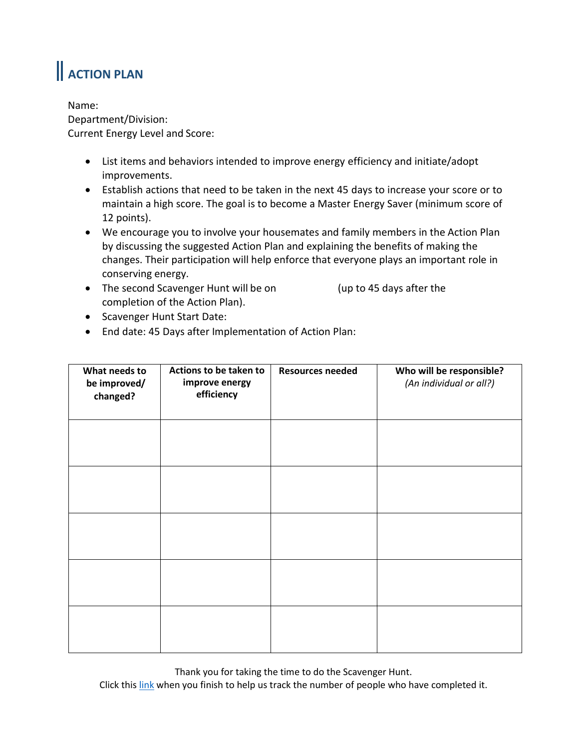## ACTION PLAN

Name:
Department/Division:
Current Energy Level and Score:

- List items and behaviors intended to improve energy efficiency and initiate/adopt improvements.
- Establish actions that need to be taken in the next 45 days to increase your score or to maintain a high score. The goal is to become a Master Energy Saver (minimum score of 12 points).
- We encourage you to involve your housemates and family members in the Action Plan by discussing the suggested Action Plan and explaining the benefits of making the changes. Their participation will help enforce that everyone plays an important role in conserving energy.
- The second Scavenger Hunt will be on (up to 45 days after the completion of the Action Plan).
- Scavenger Hunt Start Date:
- End date: 45 Days after Implementation of Action Plan:

| What needs to be improved/ changed? | Actions to be taken to improve energy efficiency | Resources needed | Who will be responsible? *(An individual or all?)* |
|---|---|---|---|
| | | | |
| | | | |
| | | | |
| | | | |
| | | | |

Thank you for taking the time to do the Scavenger Hunt.
Click this link when you finish to help us track the number of people who have completed it.